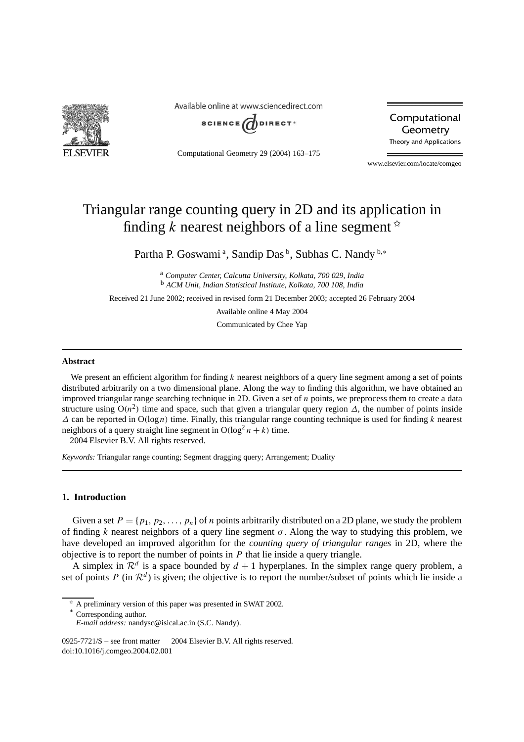# Triangular range counting query in 2D and its application in finding $k$ nearest neighbors of a line segment ☆

Partha P. Goswami [a], Sandip Das [b], Subhas C. Nandy [b,*]

[a] *Computer Center, Calcutta University, Kolkata, 700 029, India*
[b] *ACM Unit, Indian Statistical Institute, Kolkata, 700 108, India*

Received 21 June 2002; received in revised form 21 December 2003; accepted 26 February 2004

Available online 4 May 2004

Communicated by Chee Yap

## Abstract

We present an efficient algorithm for finding $k$ nearest neighbors of a query line segment among a set of points distributed arbitrarily on a two dimensional plane. Along the way to finding this algorithm, we have obtained an improved triangular range searching technique in 2D. Given a set of $n$ points, we preprocess them to create a data structure using $O(n^2)$ time and space, such that given a triangular query region $\Delta$, the number of points inside $\Delta$ can be reported in $O(\log n)$ time. Finally, this triangular range counting technique is used for finding $k$ nearest neighbors of a query straight line segment in $O(\log^2 n + k)$ time.

2004 Elsevier B.V. All rights reserved.

*Keywords:* Triangular range counting; Segment dragging query; Arrangement; Duality

## 1. Introduction

Given a set $P = \{p_1, p_2, \ldots, p_n\}$ of $n$ points arbitrarily distributed on a 2D plane, we study the problem of finding $k$ nearest neighbors of a query line segment $\sigma$. Along the way to studying this problem, we have developed an improved algorithm for the *counting query of triangular ranges* in 2D, where the objective is to report the number of points in $P$ that lie inside a query triangle.

A simplex in $\mathcal{R}^d$ is a space bounded by $d + 1$ hyperplanes. In the simplex range query problem, a set of points $P$ (in $\mathcal{R}^d$) is given; the objective is to report the number/subset of points which lie inside a

☆ A preliminary version of this paper was presented in SWAT 2002.

\* Corresponding author.

*E-mail address:* nandysc@isical.ac.in (S.C. Nandy).

0925-7721/$ – see front matter 2004 Elsevier B.V. All rights reserved.
doi:10.1016/j.comgeo.2004.02.001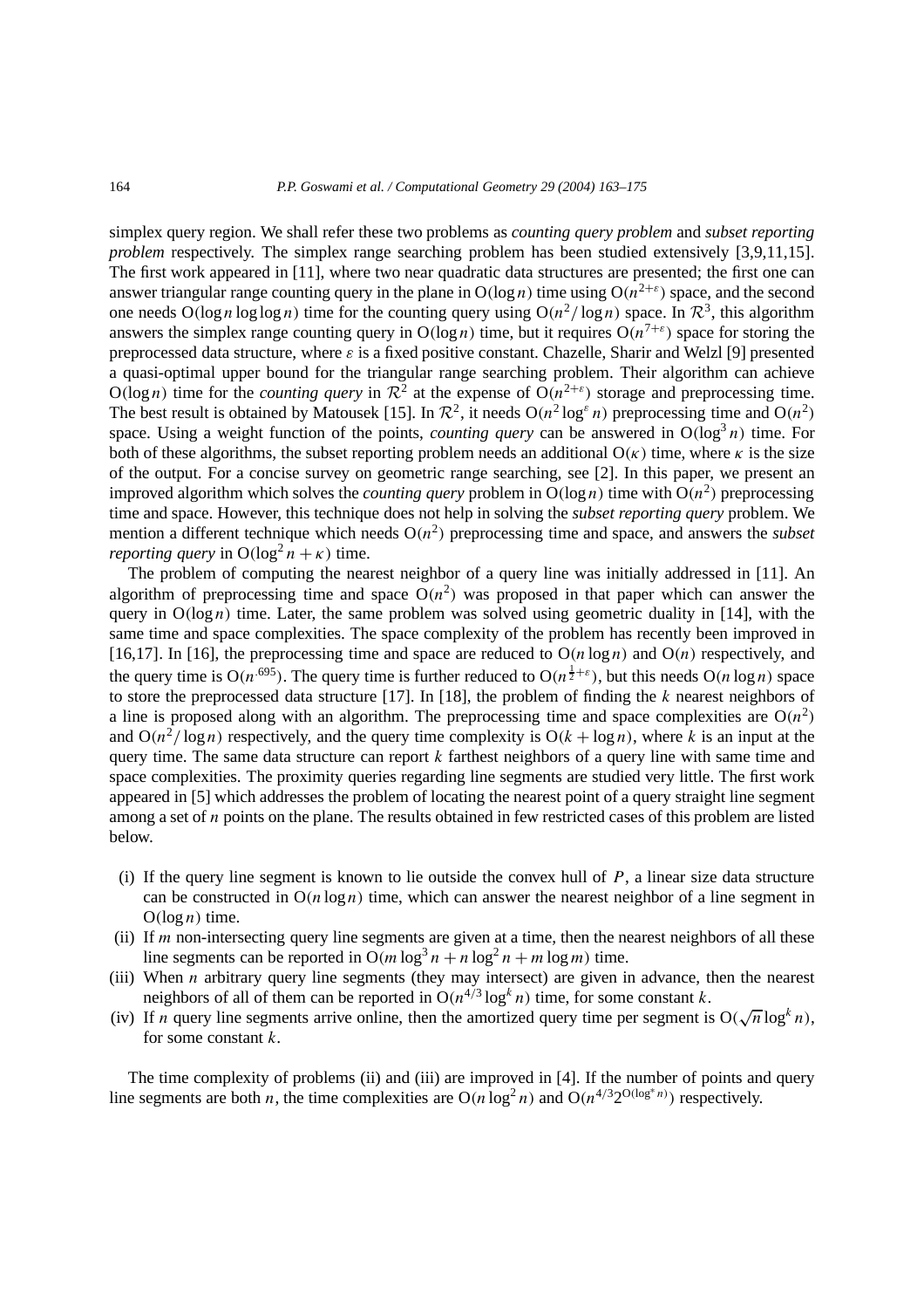simplex query region. We shall refer these two problems as *counting query problem* and *subset reporting problem* respectively. The simplex range searching problem has been studied extensively [3,9,11,15]. The first work appeared in [11], where two near quadratic data structures are presented; the first one can answer triangular range counting query in the plane in $O(\log n)$ time using $O(n^{2+\varepsilon})$ space, and the second one needs $O(\log n \log\log n)$ time for the counting query using $O(n^2/\log n)$ space. In $\mathcal{R}^3$, this algorithm answers the simplex range counting query in $O(\log n)$ time, but it requires $O(n^{7+\varepsilon})$ space for storing the preprocessed data structure, where $\varepsilon$ is a fixed positive constant. Chazelle, Sharir and Welzl [9] presented a quasi-optimal upper bound for the triangular range searching problem. Their algorithm can achieve $O(\log n)$ time for the *counting query* in $\mathcal{R}^2$ at the expense of $O(n^{2+\varepsilon})$ storage and preprocessing time. The best result is obtained by Matousek [15]. In $\mathcal{R}^2$, it needs $O(n^2 \log^{\varepsilon} n)$ preprocessing time and $O(n^2)$ space. Using a weight function of the points, *counting query* can be answered in $O(\log^3 n)$ time. For both of these algorithms, the subset reporting problem needs an additional $O(\kappa)$ time, where $\kappa$ is the size of the output. For a concise survey on geometric range searching, see [2]. In this paper, we present an improved algorithm which solves the *counting query* problem in $O(\log n)$ time with $O(n^2)$ preprocessing time and space. However, this technique does not help in solving the *subset reporting query* problem. We mention a different technique which needs $O(n^2)$ preprocessing time and space, and answers the *subset reporting query* in $O(\log^2 n + \kappa)$ time.

The problem of computing the nearest neighbor of a query line was initially addressed in [11]. An algorithm of preprocessing time and space $O(n^2)$ was proposed in that paper which can answer the query in $O(\log n)$ time. Later, the same problem was solved using geometric duality in [14], with the same time and space complexities. The space complexity of the problem has recently been improved in [16,17]. In [16], the preprocessing time and space are reduced to $O(n \log n)$ and $O(n)$ respectively, and the query time is $O(n^{.695})$. The query time is further reduced to $O(n^{\frac{1}{2}+\varepsilon})$, but this needs $O(n \log n)$ space to store the preprocessed data structure [17]. In [18], the problem of finding the $k$ nearest neighbors of a line is proposed along with an algorithm. The preprocessing time and space complexities are $O(n^2)$ and $O(n^2/\log n)$ respectively, and the query time complexity is $O(k + \log n)$, where $k$ is an input at the query time. The same data structure can report $k$ farthest neighbors of a query line with same time and space complexities. The proximity queries regarding line segments are studied very little. The first work appeared in [5] which addresses the problem of locating the nearest point of a query straight line segment among a set of $n$ points on the plane. The results obtained in few restricted cases of this problem are listed below.

(i) If the query line segment is known to lie outside the convex hull of $P$, a linear size data structure can be constructed in $O(n \log n)$ time, which can answer the nearest neighbor of a line segment in $O(\log n)$ time.

(ii) If $m$ non-intersecting query line segments are given at a time, then the nearest neighbors of all these line segments can be reported in $O(m \log^3 n + n \log^2 n + m \log m)$ time.

(iii) When $n$ arbitrary query line segments (they may intersect) are given in advance, then the nearest neighbors of all of them can be reported in $O(n^{4/3} \log^k n)$ time, for some constant $k$.

(iv) If $n$ query line segments arrive online, then the amortized query time per segment is $O(\sqrt{n} \log^k n)$, for some constant $k$.

The time complexity of problems (ii) and (iii) are improved in [4]. If the number of points and query line segments are both $n$, the time complexities are $O(n \log^2 n)$ and $O(n^{4/3} 2^{O(\log^* n)})$ respectively.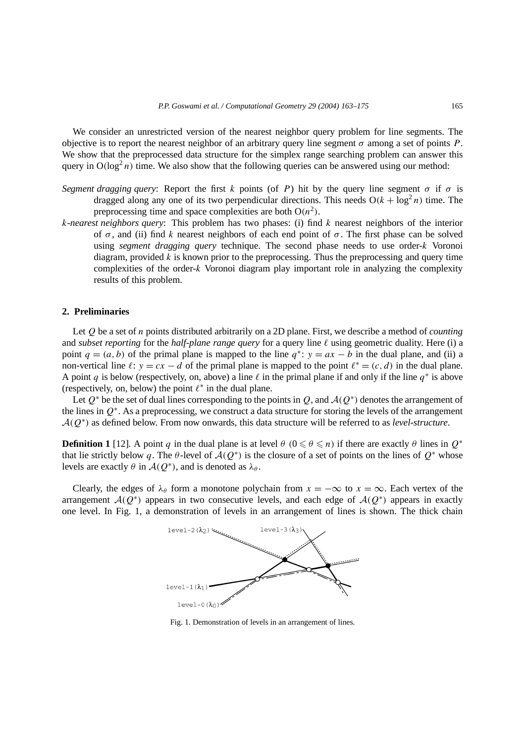We consider an unrestricted version of the nearest neighbor query problem for line segments. The objective is to report the nearest neighbor of an arbitrary query line segment $\sigma$ among a set of points $P$. We show that the preprocessed data structure for the simplex range searching problem can answer this query in $O(\log^2 n)$ time. We also show that the following queries can be answered using our method:

*Segment dragging query*: Report the first $k$ points (of $P$) hit by the query line segment $\sigma$ if $\sigma$ is dragged along any one of its two perpendicular directions. This needs $O(k + \log^2 n)$ time. The preprocessing time and space complexities are both $O(n^2)$.

*k-nearest neighbors query*: This problem has two phases: (i) find $k$ nearest neighbors of the interior of $\sigma$, and (ii) find $k$ nearest neighbors of each end point of $\sigma$. The first phase can be solved using *segment dragging query* technique. The second phase needs to use order-$k$ Voronoi diagram, provided $k$ is known prior to the preprocessing. Thus the preprocessing and query time complexities of the order-$k$ Voronoi diagram play important role in analyzing the complexity results of this problem.

## 2. Preliminaries

Let $Q$ be a set of $n$ points distributed arbitrarily on a 2D plane. First, we describe a method of *counting* and *subset reporting* for the *half-plane range query* for a query line $\ell$ using geometric duality. Here (i) a point $q = (a, b)$ of the primal plane is mapped to the line $q^*$: $y = ax - b$ in the dual plane, and (ii) a non-vertical line $\ell$: $y = cx - d$ of the primal plane is mapped to the point $\ell^* = (c, d)$ in the dual plane. A point $q$ is below (respectively, on, above) a line $\ell$ in the primal plane if and only if the line $q^*$ is above (respectively, on, below) the point $\ell^*$ in the dual plane.

Let $Q^*$ be the set of dual lines corresponding to the points in $Q$, and $\mathcal{A}(Q^*)$ denotes the arrangement of the lines in $Q^*$. As a preprocessing, we construct a data structure for storing the levels of the arrangement $\mathcal{A}(Q^*)$ as defined below. From now onwards, this data structure will be referred to as *level-structure*.

**Definition 1** [12]. A point $q$ in the dual plane is at level $\theta$ $(0 \leqslant \theta \leqslant n)$ if there are exactly $\theta$ lines in $Q^*$ that lie strictly below $q$. The $\theta$-level of $\mathcal{A}(Q^*)$ is the closure of a set of points on the lines of $Q^*$ whose levels are exactly $\theta$ in $\mathcal{A}(Q^*)$, and is denoted as $\lambda_\theta$.

Clearly, the edges of $\lambda_\theta$ form a monotone polychain from $x = -\infty$ to $x = \infty$. Each vertex of the arrangement $\mathcal{A}(Q^*)$ appears in two consecutive levels, and each edge of $\mathcal{A}(Q^*)$ appears in exactly one level. In Fig. 1, a demonstration of levels in an arrangement of lines is shown. The thick chain

Fig. 1. Demonstration of levels in an arrangement of lines.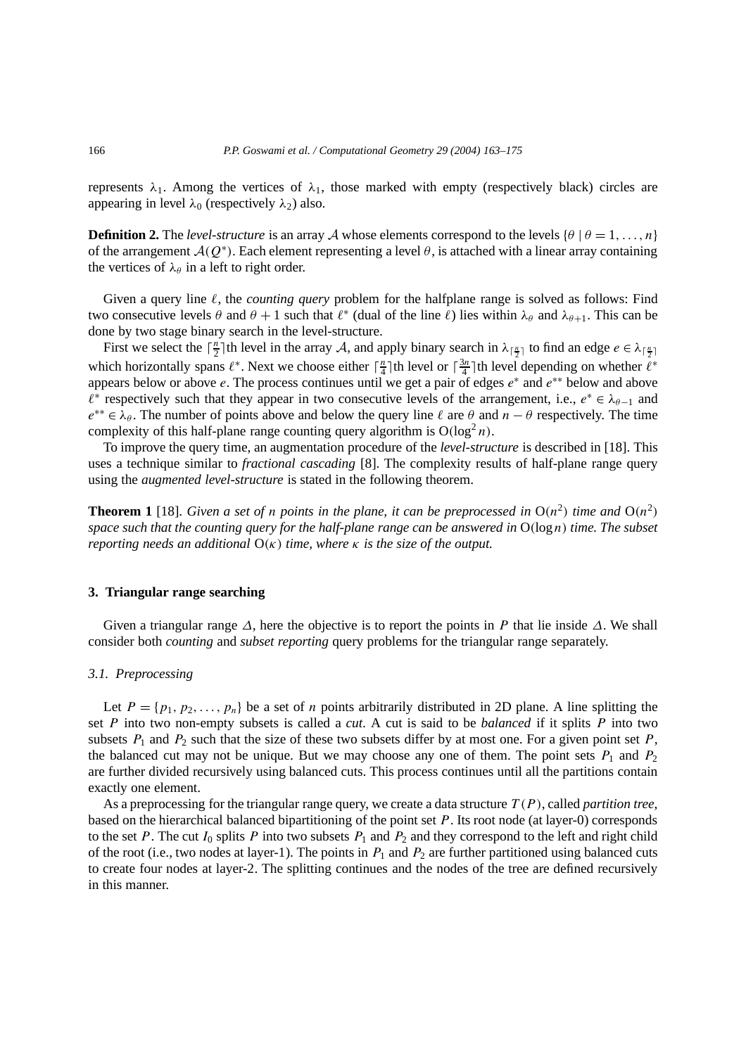represents $\lambda_1$. Among the vertices of $\lambda_1$, those marked with empty (respectively black) circles are appearing in level $\lambda_0$ (respectively $\lambda_2$) also.

**Definition 2.** The *level-structure* is an array $\mathcal{A}$ whose elements correspond to the levels $\{\theta \mid \theta = 1, \ldots, n\}$ of the arrangement $\mathcal{A}(Q^*)$. Each element representing a level $\theta$, is attached with a linear array containing the vertices of $\lambda_\theta$ in a left to right order.

Given a query line $\ell$, the *counting query* problem for the halfplane range is solved as follows: Find two consecutive levels $\theta$ and $\theta + 1$ such that $\ell^*$ (dual of the line $\ell$) lies within $\lambda_\theta$ and $\lambda_{\theta+1}$. This can be done by two stage binary search in the level-structure.

First we select the $\lceil \frac{n}{2} \rceil$th level in the array $\mathcal{A}$, and apply binary search in $\lambda_{\lceil \frac{n}{2} \rceil}$ to find an edge $e \in \lambda_{\lceil \frac{n}{2} \rceil}$ which horizontally spans $\ell^*$. Next we choose either $\lceil \frac{n}{4} \rceil$th level or $\lceil \frac{3n}{4} \rceil$th level depending on whether $\ell^*$ appears below or above $e$. The process continues until we get a pair of edges $e^*$ and $e^{**}$ below and above $\ell^*$ respectively such that they appear in two consecutive levels of the arrangement, i.e., $e^* \in \lambda_{\theta-1}$ and $e^{**} \in \lambda_\theta$. The number of points above and below the query line $\ell$ are $\theta$ and $n - \theta$ respectively. The time complexity of this half-plane range counting query algorithm is $O(\log^2 n)$.

To improve the query time, an augmentation procedure of the *level-structure* is described in [18]. This uses a technique similar to *fractional cascading* [8]. The complexity results of half-plane range query using the *augmented level-structure* is stated in the following theorem.

**Theorem 1** [18]. *Given a set of n points in the plane, it can be preprocessed in* $O(n^2)$ *time and* $O(n^2)$ *space such that the counting query for the half-plane range can be answered in* $O(\log n)$ *time. The subset reporting needs an additional* $O(\kappa)$ *time, where* $\kappa$ *is the size of the output.*

## 3. Triangular range searching

Given a triangular range $\Delta$, here the objective is to report the points in $P$ that lie inside $\Delta$. We shall consider both *counting* and *subset reporting* query problems for the triangular range separately.

### 3.1. Preprocessing

Let $P = \{p_1, p_2, \ldots, p_n\}$ be a set of $n$ points arbitrarily distributed in 2D plane. A line splitting the set $P$ into two non-empty subsets is called a *cut*. A cut is said to be *balanced* if it splits $P$ into two subsets $P_1$ and $P_2$ such that the size of these two subsets differ by at most one. For a given point set $P$, the balanced cut may not be unique. But we may choose any one of them. The point sets $P_1$ and $P_2$ are further divided recursively using balanced cuts. This process continues until all the partitions contain exactly one element.

As a preprocessing for the triangular range query, we create a data structure $T(P)$, called *partition tree*, based on the hierarchical balanced bipartitioning of the point set $P$. Its root node (at layer-0) corresponds to the set $P$. The cut $I_0$ splits $P$ into two subsets $P_1$ and $P_2$ and they correspond to the left and right child of the root (i.e., two nodes at layer-1). The points in $P_1$ and $P_2$ are further partitioned using balanced cuts to create four nodes at layer-2. The splitting continues and the nodes of the tree are defined recursively in this manner.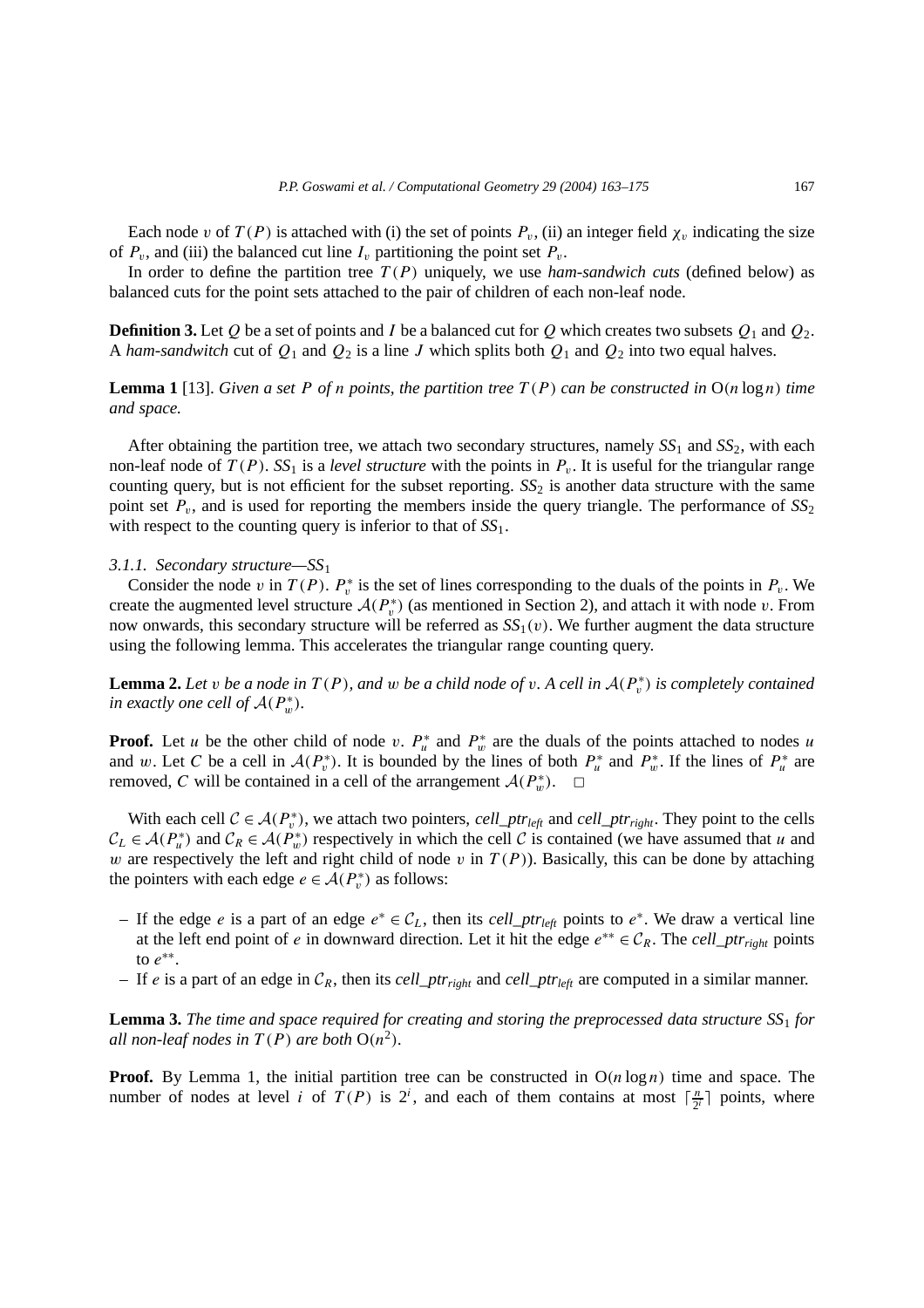Each node $v$ of $T(P)$ is attached with (i) the set of points $P_v$, (ii) an integer field $\chi_v$ indicating the size of $P_v$, and (iii) the balanced cut line $I_v$ partitioning the point set $P_v$.

In order to define the partition tree $T(P)$ uniquely, we use *ham-sandwich cuts* (defined below) as balanced cuts for the point sets attached to the pair of children of each non-leaf node.

**Definition 3.** Let $Q$ be a set of points and $I$ be a balanced cut for $Q$ which creates two subsets $Q_1$ and $Q_2$. A *ham-sandwich* cut of $Q_1$ and $Q_2$ is a line $J$ which splits both $Q_1$ and $Q_2$ into two equal halves.

**Lemma 1** [13]. *Given a set $P$ of $n$ points, the partition tree $T(P)$ can be constructed in $O(n \log n)$ time and space.*

After obtaining the partition tree, we attach two secondary structures, namely $SS_1$ and $SS_2$, with each non-leaf node of $T(P)$. $SS_1$ is a *level structure* with the points in $P_v$. It is useful for the triangular range counting query, but is not efficient for the subset reporting. $SS_2$ is another data structure with the same point set $P_v$, and is used for reporting the members inside the query triangle. The performance of $SS_2$ with respect to the counting query is inferior to that of $SS_1$.

#### *3.1.1. Secondary structure—$SS_1$*

Consider the node $v$ in $T(P)$. $P_v^*$ is the set of lines corresponding to the duals of the points in $P_v$. We create the augmented level structure $\mathcal{A}(P_v^*)$ (as mentioned in Section 2), and attach it with node $v$. From now onwards, this secondary structure will be referred as $SS_1(v)$. We further augment the data structure using the following lemma. This accelerates the triangular range counting query.

**Lemma 2.** *Let $v$ be a node in $T(P)$, and $w$ be a child node of $v$. A cell in $\mathcal{A}(P_v^*)$ is completely contained in exactly one cell of $\mathcal{A}(P_w^*)$.*

**Proof.** Let $u$ be the other child of node $v$. $P_u^*$ and $P_w^*$ are the duals of the points attached to nodes $u$ and $w$. Let $C$ be a cell in $\mathcal{A}(P_v^*)$. It is bounded by the lines of both $P_u^*$ and $P_w^*$. If the lines of $P_u^*$ are removed, $C$ will be contained in a cell of the arrangement $\mathcal{A}(P_w^*)$. $\square$

With each cell $\mathcal{C} \in \mathcal{A}(P_v^*)$, we attach two pointers, *cell_ptr*$_{left}$ and *cell_ptr*$_{right}$. They point to the cells $\mathcal{C}_L \in \mathcal{A}(P_u^*)$ and $\mathcal{C}_R \in \mathcal{A}(P_w^*)$ respectively in which the cell $\mathcal{C}$ is contained (we have assumed that $u$ and $w$ are respectively the left and right child of node $v$ in $T(P)$). Basically, this can be done by attaching the pointers with each edge $e \in \mathcal{A}(P_v^*)$ as follows:

- If the edge $e$ is a part of an edge $e^* \in \mathcal{C}_L$, then its *cell_ptr*$_{left}$ points to $e^*$. We draw a vertical line at the left end point of $e$ in downward direction. Let it hit the edge $e^{**} \in \mathcal{C}_R$. The *cell_ptr*$_{right}$ points to $e^{**}$.
- If $e$ is a part of an edge in $\mathcal{C}_R$, then its *cell_ptr*$_{right}$ and *cell_ptr*$_{left}$ are computed in a similar manner.

**Lemma 3.** *The time and space required for creating and storing the preprocessed data structure $SS_1$ for all non-leaf nodes in $T(P)$ are both $O(n^2)$.*

**Proof.** By Lemma 1, the initial partition tree can be constructed in $O(n \log n)$ time and space. The number of nodes at level $i$ of $T(P)$ is $2^i$, and each of them contains at most $\lceil \frac{n}{2^i} \rceil$ points, where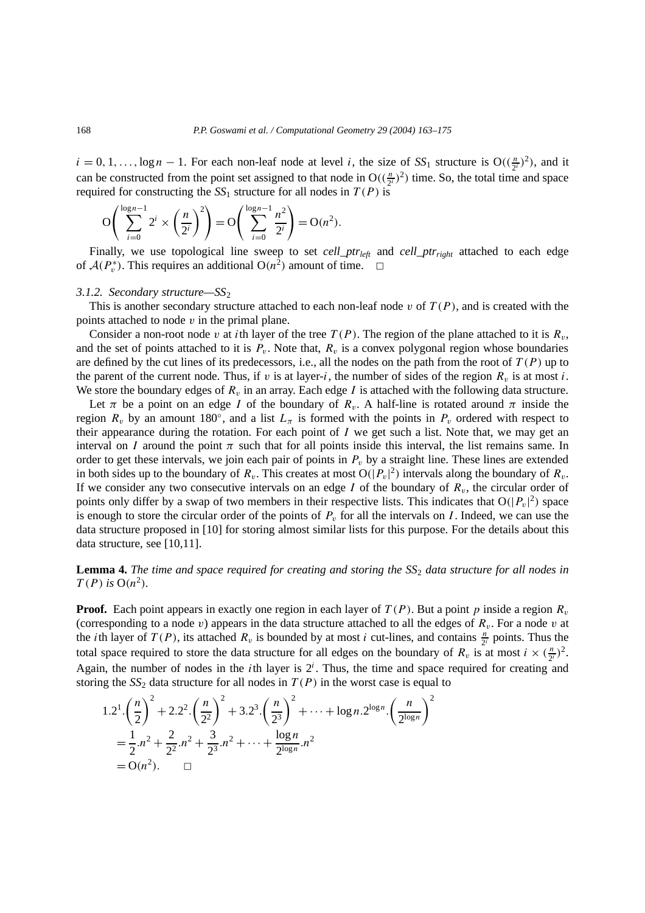$i = 0, 1, \ldots, \log n - 1$. For each non-leaf node at level $i$, the size of $SS_1$ structure is $O((\frac{n}{2^i})^2)$, and it can be constructed from the point set assigned to that node in $O((\frac{n}{2^i})^2)$ time. So, the total time and space required for constructing the $SS_1$ structure for all nodes in $T(P)$ is

$$O\left(\sum_{i=0}^{\log n-1} 2^i \times \left(\frac{n}{2^i}\right)^2\right) = O\left(\sum_{i=0}^{\log n-1} \frac{n^2}{2^i}\right) = O(n^2).$$

Finally, we use topological line sweep to set *cell_ptr*$_{left}$ and *cell_ptr*$_{right}$ attached to each edge of $\mathcal{A}(P_v^*)$. This requires an additional $O(n^2)$ amount of time. □

### 3.1.2. Secondary structure—$SS_2$

This is another secondary structure attached to each non-leaf node $v$ of $T(P)$, and is created with the points attached to node $v$ in the primal plane.

Consider a non-root node $v$ at $i$th layer of the tree $T(P)$. The region of the plane attached to it is $R_v$, and the set of points attached to it is $P_v$. Note that, $R_v$ is a convex polygonal region whose boundaries are defined by the cut lines of its predecessors, i.e., all the nodes on the path from the root of $T(P)$ up to the parent of the current node. Thus, if $v$ is at layer-$i$, the number of sides of the region $R_v$ is at most $i$. We store the boundary edges of $R_v$ in an array. Each edge $I$ is attached with the following data structure.

Let $\pi$ be a point on an edge $I$ of the boundary of $R_v$. A half-line is rotated around $\pi$ inside the region $R_v$ by an amount $180°$, and a list $L_\pi$ is formed with the points in $P_v$ ordered with respect to their appearance during the rotation. For each point of $I$ we get such a list. Note that, we may get an interval on $I$ around the point $\pi$ such that for all points inside this interval, the list remains same. In order to get these intervals, we join each pair of points in $P_v$ by a straight line. These lines are extended in both sides up to the boundary of $R_v$. This creates at most $O(|P_v|^2)$ intervals along the boundary of $R_v$. If we consider any two consecutive intervals on an edge $I$ of the boundary of $R_v$, the circular order of points only differ by a swap of two members in their respective lists. This indicates that $O(|P_v|^2)$ space is enough to store the circular order of the points of $P_v$ for all the intervals on $I$. Indeed, we can use the data structure proposed in [10] for storing almost similar lists for this purpose. For the details about this data structure, see [10,11].

**Lemma 4.** *The time and space required for creating and storing the $SS_2$ data structure for all nodes in $T(P)$ is $O(n^2)$.*

**Proof.** Each point appears in exactly one region in each layer of $T(P)$. But a point $p$ inside a region $R_v$ (corresponding to a node $v$) appears in the data structure attached to all the edges of $R_v$. For a node $v$ at the $i$th layer of $T(P)$, its attached $R_v$ is bounded by at most $i$ cut-lines, and contains $\frac{n}{2^i}$ points. Thus the total space required to store the data structure for all edges on the boundary of $R_v$ is at most $i \times (\frac{n}{2^i})^2$. Again, the number of nodes in the $i$th layer is $2^i$. Thus, the time and space required for creating and storing the $SS_2$ data structure for all nodes in $T(P)$ in the worst case is equal to

$$\begin{aligned}
&1.2^1.\left(\frac{n}{2}\right)^2 + 2.2^2.\left(\frac{n}{2^2}\right)^2 + 3.2^3.\left(\frac{n}{2^3}\right)^2 + \cdots + \log n.2^{\log n}.\left(\frac{n}{2^{\log n}}\right)^2 \\
&= \frac{1}{2}.n^2 + \frac{2}{2^2}.n^2 + \frac{3}{2^3}.n^2 + \cdots + \frac{\log n}{2^{\log n}}.n^2 \\
&= O(n^2). \qquad \square
\end{aligned}$$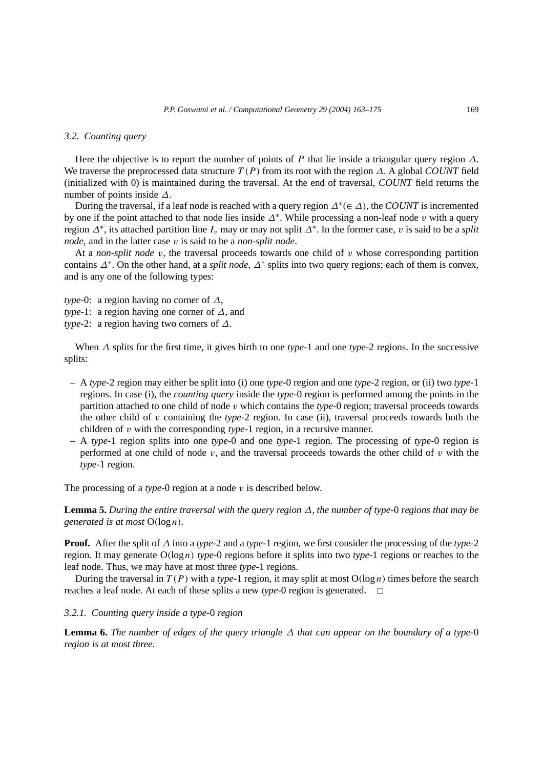### 3.2. Counting query

Here the objective is to report the number of points of $P$ that lie inside a triangular query region $\Delta$. We traverse the preprocessed data structure $T(P)$ from its root with the region $\Delta$. A global *COUNT* field (initialized with 0) is maintained during the traversal. At the end of traversal, *COUNT* field returns the number of points inside $\Delta$.

During the traversal, if a leaf node is reached with a query region $\Delta^*(\in \Delta)$, the *COUNT* is incremented by one if the point attached to that node lies inside $\Delta^*$. While processing a non-leaf node $v$ with a query region $\Delta^*$, its attached partition line $I_v$ may or may not split $\Delta^*$. In the former case, $v$ is said to be a *split node*, and in the latter case $v$ is said to be a *non-split node*.

At a *non-split node* $v$, the traversal proceeds towards one child of $v$ whose corresponding partition contains $\Delta^*$. On the other hand, at a *split node*, $\Delta^*$ splits into two query regions; each of them is convex, and is any one of the following types:

*type*-0: a region having no corner of $\Delta$,
*type*-1: a region having one corner of $\Delta$, and
*type*-2: a region having two corners of $\Delta$.

When $\Delta$ splits for the first time, it gives birth to one *type*-1 and one *type*-2 regions. In the successive splits:

- A *type*-2 region may either be split into (i) one *type*-0 region and one *type*-2 region, or (ii) two *type*-1 regions. In case (i), the *counting query* inside the *type*-0 region is performed among the points in the partition attached to one child of node $v$ which contains the *type*-0 region; traversal proceeds towards the other child of $v$ containing the *type*-2 region. In case (ii), traversal proceeds towards both the children of $v$ with the corresponding *type*-1 region, in a recursive manner.
- A *type*-1 region splits into one *type*-0 and one *type*-1 region. The processing of *type*-0 region is performed at one child of node $v$, and the traversal proceeds towards the other child of $v$ with the *type*-1 region.

The processing of a *type*-0 region at a node $v$ is described below.

**Lemma 5.** *During the entire traversal with the query region $\Delta$, the number of type-0 regions that may be generated is at most $O(\log n)$.*

**Proof.** After the split of $\Delta$ into a *type*-2 and a *type*-1 region, we first consider the processing of the *type*-2 region. It may generate $O(\log n)$ *type*-0 regions before it splits into two *type*-1 regions or reaches to the leaf node. Thus, we may have at most three *type*-1 regions.

During the traversal in $T(P)$ with a *type*-1 region, it may split at most $O(\log n)$ times before the search reaches a leaf node. At each of these splits a new *type*-0 region is generated. □

#### 3.2.1. Counting query inside a type-0 region

**Lemma 6.** *The number of edges of the query triangle $\Delta$ that can appear on the boundary of a type-0 region is at most three.*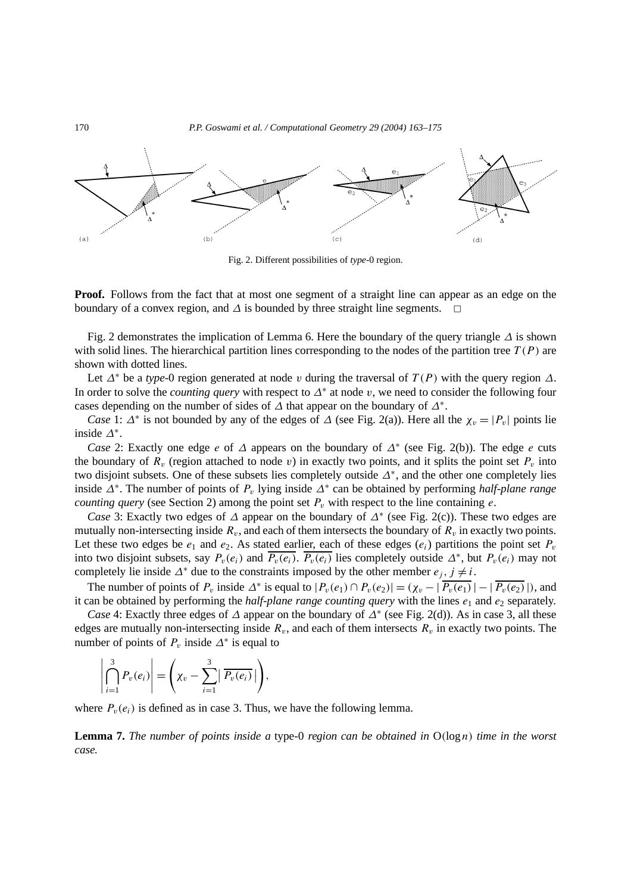Fig. 2. Different possibilities of *type*-0 region.

**Proof.** Follows from the fact that at most one segment of a straight line can appear as an edge on the boundary of a convex region, and $\Delta$ is bounded by three straight line segments. □

Fig. 2 demonstrates the implication of Lemma 6. Here the boundary of the query triangle $\Delta$ is shown with solid lines. The hierarchical partition lines corresponding to the nodes of the partition tree $T(P)$ are shown with dotted lines.

Let $\Delta^*$ be a *type*-0 region generated at node $v$ during the traversal of $T(P)$ with the query region $\Delta$. In order to solve the *counting query* with respect to $\Delta^*$ at node $v$, we need to consider the following four cases depending on the number of sides of $\Delta$ that appear on the boundary of $\Delta^*$.

*Case* 1: $\Delta^*$ is not bounded by any of the edges of $\Delta$ (see Fig. 2(a)). Here all the $\chi_v = |P_v|$ points lie inside $\Delta^*$.

*Case* 2: Exactly one edge $e$ of $\Delta$ appears on the boundary of $\Delta^*$ (see Fig. 2(b)). The edge $e$ cuts the boundary of $R_v$ (region attached to node $v$) in exactly two points, and it splits the point set $P_v$ into two disjoint subsets. One of these subsets lies completely outside $\Delta^*$, and the other one completely lies inside $\Delta^*$. The number of points of $P_v$ lying inside $\Delta^*$ can be obtained by performing *half-plane range counting query* (see Section 2) among the point set $P_v$ with respect to the line containing $e$.

*Case* 3: Exactly two edges of $\Delta$ appear on the boundary of $\Delta^*$ (see Fig. 2(c)). These two edges are mutually non-intersecting inside $R_v$, and each of them intersects the boundary of $R_v$ in exactly two points. Let these two edges be $e_1$ and $e_2$. As stated earlier, each of these edges ($e_i$) partitions the point set $P_v$ into two disjoint subsets, say $P_v(e_i)$ and $\overline{P_v(e_i)}$. $\overline{P_v(e_i)}$ lies completely outside $\Delta^*$, but $P_v(e_i)$ may not completely lie inside $\Delta^*$ due to the constraints imposed by the other member $e_j$, $j \neq i$.

The number of points of $P_v$ inside $\Delta^*$ is equal to $|P_v(e_1) \cap P_v(e_2)| = (\chi_v - |\overline{P_v(e_1)}| - |\overline{P_v(e_2)}|)$, and it can be obtained by performing the *half-plane range counting query* with the lines $e_1$ and $e_2$ separately.

*Case* 4: Exactly three edges of $\Delta$ appear on the boundary of $\Delta^*$ (see Fig. 2(d)). As in case 3, all these edges are mutually non-intersecting inside $R_v$, and each of them intersects $R_v$ in exactly two points. The number of points of $P_v$ inside $\Delta^*$ is equal to

$$\left|\bigcap_{i=1}^{3} P_v(e_i)\right| = \left(\chi_v - \sum_{i=1}^{3} \left|\overline{P_v(e_i)}\right|\right),$$

where $P_v(e_i)$ is defined as in case 3. Thus, we have the following lemma.

**Lemma 7.** *The number of points inside a* type-0 *region can be obtained in* $O(\log n)$ *time in the worst case.*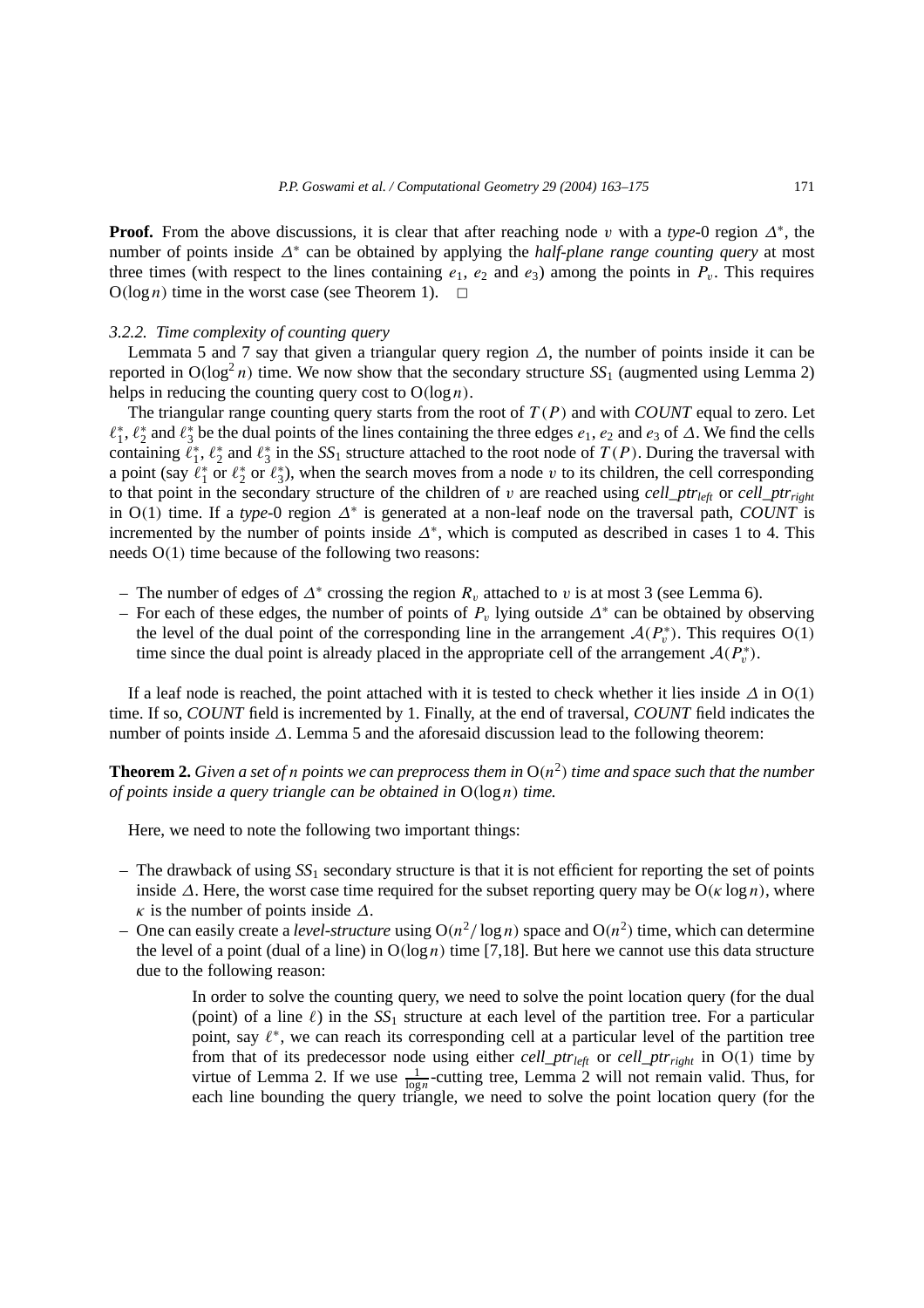**Proof.** From the above discussions, it is clear that after reaching node $v$ with a *type*-0 region $\Delta^*$, the number of points inside $\Delta^*$ can be obtained by applying the *half-plane range counting query* at most three times (with respect to the lines containing $e_1$, $e_2$ and $e_3$) among the points in $P_v$. This requires $O(\log n)$ time in the worst case (see Theorem 1). $\square$

#### 3.2.2. Time complexity of counting query

Lemmata 5 and 7 say that given a triangular query region $\Delta$, the number of points inside it can be reported in $O(\log^2 n)$ time. We now show that the secondary structure $SS_1$ (augmented using Lemma 2) helps in reducing the counting query cost to $O(\log n)$.

The triangular range counting query starts from the root of $T(P)$ and with *COUNT* equal to zero. Let $\ell_1^*$, $\ell_2^*$ and $\ell_3^*$ be the dual points of the lines containing the three edges $e_1$, $e_2$ and $e_3$ of $\Delta$. We find the cells containing $\ell_1^*$, $\ell_2^*$ and $\ell_3^*$ in the $SS_1$ structure attached to the root node of $T(P)$. During the traversal with a point (say $\ell_1^*$ or $\ell_2^*$ or $\ell_3^*$), when the search moves from a node $v$ to its children, the cell corresponding to that point in the secondary structure of the children of $v$ are reached using $cell\_ptr_{left}$ or $cell\_ptr_{right}$ in $O(1)$ time. If a *type*-0 region $\Delta^*$ is generated at a non-leaf node on the traversal path, *COUNT* is incremented by the number of points inside $\Delta^*$, which is computed as described in cases 1 to 4. This needs $O(1)$ time because of the following two reasons:

- The number of edges of $\Delta^*$ crossing the region $R_v$ attached to $v$ is at most 3 (see Lemma 6).
- For each of these edges, the number of points of $P_v$ lying outside $\Delta^*$ can be obtained by observing the level of the dual point of the corresponding line in the arrangement $\mathcal{A}(P_v^*)$. This requires $O(1)$ time since the dual point is already placed in the appropriate cell of the arrangement $\mathcal{A}(P_v^*)$.

If a leaf node is reached, the point attached with it is tested to check whether it lies inside $\Delta$ in $O(1)$ time. If so, *COUNT* field is incremented by 1. Finally, at the end of traversal, *COUNT* field indicates the number of points inside $\Delta$. Lemma 5 and the aforesaid discussion lead to the following theorem:

**Theorem 2.** *Given a set of $n$ points we can preprocess them in $O(n^2)$ time and space such that the number of points inside a query triangle can be obtained in $O(\log n)$ time.*

Here, we need to note the following two important things:

- The drawback of using $SS_1$ secondary structure is that it is not efficient for reporting the set of points inside $\Delta$. Here, the worst case time required for the subset reporting query may be $O(\kappa \log n)$, where $\kappa$ is the number of points inside $\Delta$.
- One can easily create a *level-structure* using $O(n^2/\log n)$ space and $O(n^2)$ time, which can determine the level of a point (dual of a line) in $O(\log n)$ time [7,18]. But here we cannot use this data structure due to the following reason:

  In order to solve the counting query, we need to solve the point location query (for the dual (point) of a line $\ell$) in the $SS_1$ structure at each level of the partition tree. For a particular point, say $\ell^*$, we can reach its corresponding cell at a particular level of the partition tree from that of its predecessor node using either $cell\_ptr_{left}$ or $cell\_ptr_{right}$ in $O(1)$ time by virtue of Lemma 2. If we use $\frac{1}{\log n}$-cutting tree, Lemma 2 will not remain valid. Thus, for each line bounding the query triangle, we need to solve the point location query (for the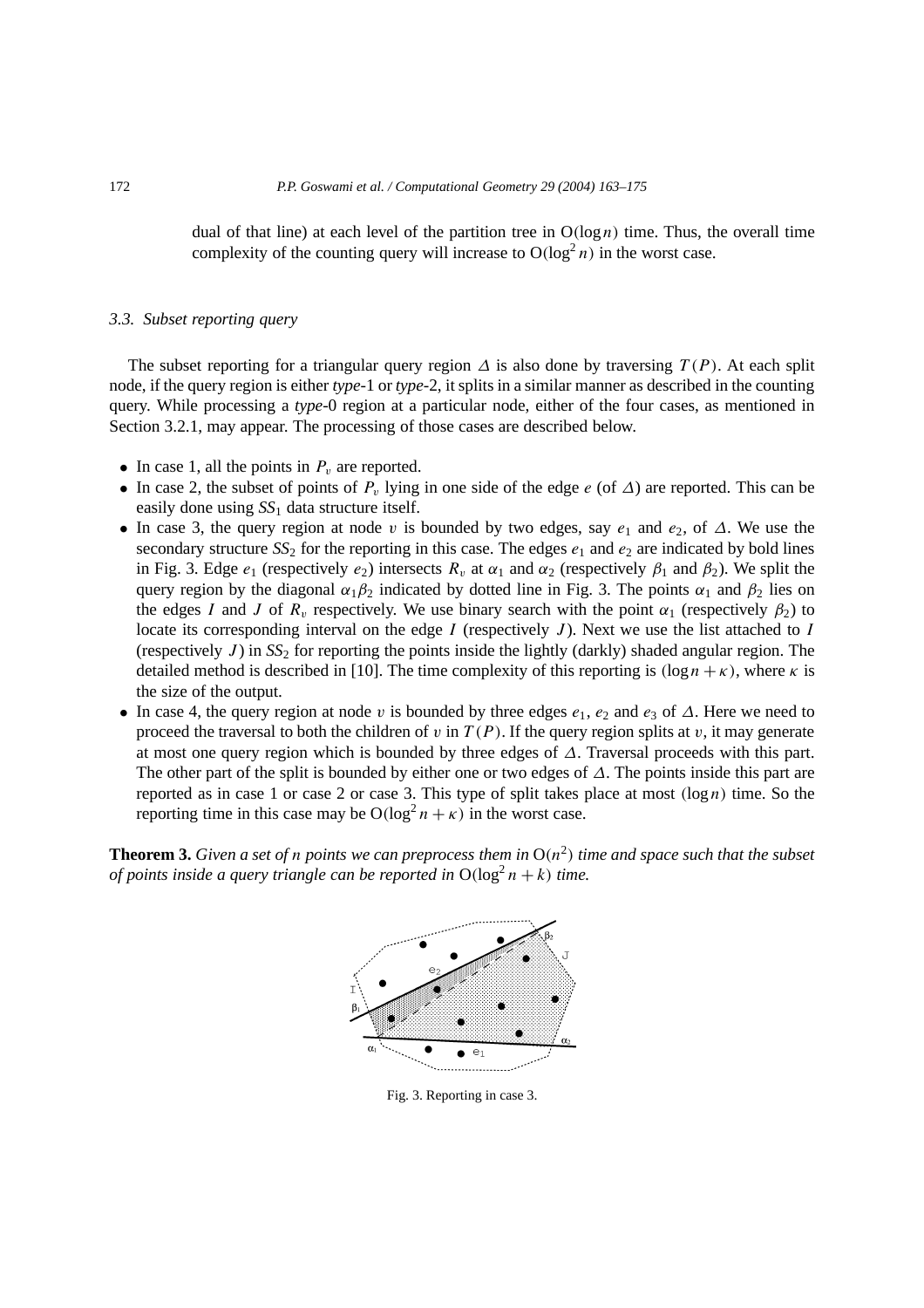dual of that line) at each level of the partition tree in $O(\log n)$ time. Thus, the overall time complexity of the counting query will increase to $O(\log^2 n)$ in the worst case.

### *3.3. Subset reporting query*

The subset reporting for a triangular query region $\Delta$ is also done by traversing $T(P)$. At each split node, if the query region is either *type*-1 or *type*-2, it splits in a similar manner as described in the counting query. While processing a *type*-0 region at a particular node, either of the four cases, as mentioned in Section 3.2.1, may appear. The processing of those cases are described below.

- In case 1, all the points in $P_v$ are reported.
- In case 2, the subset of points of $P_v$ lying in one side of the edge $e$ (of $\Delta$) are reported. This can be easily done using $SS_1$ data structure itself.
- In case 3, the query region at node $v$ is bounded by two edges, say $e_1$ and $e_2$, of $\Delta$. We use the secondary structure $SS_2$ for the reporting in this case. The edges $e_1$ and $e_2$ are indicated by bold lines in Fig. 3. Edge $e_1$ (respectively $e_2$) intersects $R_v$ at $\alpha_1$ and $\alpha_2$ (respectively $\beta_1$ and $\beta_2$). We split the query region by the diagonal $\alpha_1\beta_2$ indicated by dotted line in Fig. 3. The points $\alpha_1$ and $\beta_2$ lies on the edges $I$ and $J$ of $R_v$ respectively. We use binary search with the point $\alpha_1$ (respectively $\beta_2$) to locate its corresponding interval on the edge $I$ (respectively $J$). Next we use the list attached to $I$ (respectively $J$) in $SS_2$ for reporting the points inside the lightly (darkly) shaded angular region. The detailed method is described in [10]. The time complexity of this reporting is $(\log n + \kappa)$, where $\kappa$ is the size of the output.
- In case 4, the query region at node $v$ is bounded by three edges $e_1$, $e_2$ and $e_3$ of $\Delta$. Here we need to proceed the traversal to both the children of $v$ in $T(P)$. If the query region splits at $v$, it may generate at most one query region which is bounded by three edges of $\Delta$. Traversal proceeds with this part. The other part of the split is bounded by either one or two edges of $\Delta$. The points inside this part are reported as in case 1 or case 2 or case 3. This type of split takes place at most $(\log n)$ time. So the reporting time in this case may be $O(\log^2 n + \kappa)$ in the worst case.

**Theorem 3.** *Given a set of $n$ points we can preprocess them in $O(n^2)$ time and space such that the subset of points inside a query triangle can be reported in $O(\log^2 n + k)$ time.*

Fig. 3. Reporting in case 3.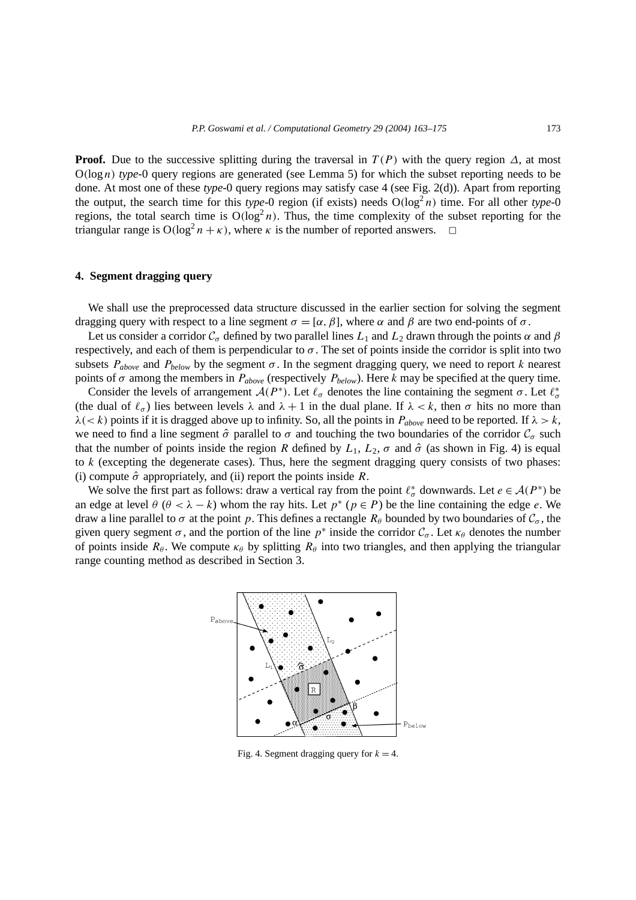**Proof.** Due to the successive splitting during the traversal in $T(P)$ with the query region $\Delta$, at most $O(\log n)$ *type*-0 query regions are generated (see Lemma 5) for which the subset reporting needs to be done. At most one of these *type*-0 query regions may satisfy case 4 (see Fig. 2(d)). Apart from reporting the output, the search time for this *type*-0 region (if exists) needs $O(\log^2 n)$ time. For all other *type*-0 regions, the total search time is $O(\log^2 n)$. Thus, the time complexity of the subset reporting for the triangular range is $O(\log^2 n + \kappa)$, where $\kappa$ is the number of reported answers. □

## 4. Segment dragging query

We shall use the preprocessed data structure discussed in the earlier section for solving the segment dragging query with respect to a line segment $\sigma = [\alpha, \beta]$, where $\alpha$ and $\beta$ are two end-points of $\sigma$.

Let us consider a corridor $\mathcal{C}_\sigma$ defined by two parallel lines $L_1$ and $L_2$ drawn through the points $\alpha$ and $\beta$ respectively, and each of them is perpendicular to $\sigma$. The set of points inside the corridor is split into two subsets $P_{above}$ and $P_{below}$ by the segment $\sigma$. In the segment dragging query, we need to report $k$ nearest points of $\sigma$ among the members in $P_{above}$ (respectively $P_{below}$). Here $k$ may be specified at the query time.

Consider the levels of arrangement $\mathcal{A}(P^*)$. Let $\ell_\sigma$ denotes the line containing the segment $\sigma$. Let $\ell_\sigma^*$ (the dual of $\ell_\sigma$) lies between levels $\lambda$ and $\lambda + 1$ in the dual plane. If $\lambda < k$, then $\sigma$ hits no more than $\lambda (< k)$ points if it is dragged above up to infinity. So, all the points in $P_{above}$ need to be reported. If $\lambda > k$, we need to find a line segment $\hat{\sigma}$ parallel to $\sigma$ and touching the two boundaries of the corridor $\mathcal{C}_\sigma$ such that the number of points inside the region $R$ defined by $L_1$, $L_2$, $\sigma$ and $\hat{\sigma}$ (as shown in Fig. 4) is equal to $k$ (excepting the degenerate cases). Thus, here the segment dragging query consists of two phases: (i) compute $\hat{\sigma}$ appropriately, and (ii) report the points inside $R$.

We solve the first part as follows: draw a vertical ray from the point $\ell_\sigma^*$ downwards. Let $e \in \mathcal{A}(P^*)$ be an edge at level $\theta$ ($\theta < \lambda - k$) whom the ray hits. Let $p^*$ ($p \in P$) be the line containing the edge $e$. We draw a line parallel to $\sigma$ at the point $p$. This defines a rectangle $R_\theta$ bounded by two boundaries of $\mathcal{C}_\sigma$, the given query segment $\sigma$, and the portion of the line $p^*$ inside the corridor $\mathcal{C}_\sigma$. Let $\kappa_\theta$ denotes the number of points inside $R_\theta$. We compute $\kappa_\theta$ by splitting $R_\theta$ into two triangles, and then applying the triangular range counting method as described in Section 3.

Fig. 4. Segment dragging query for $k = 4$.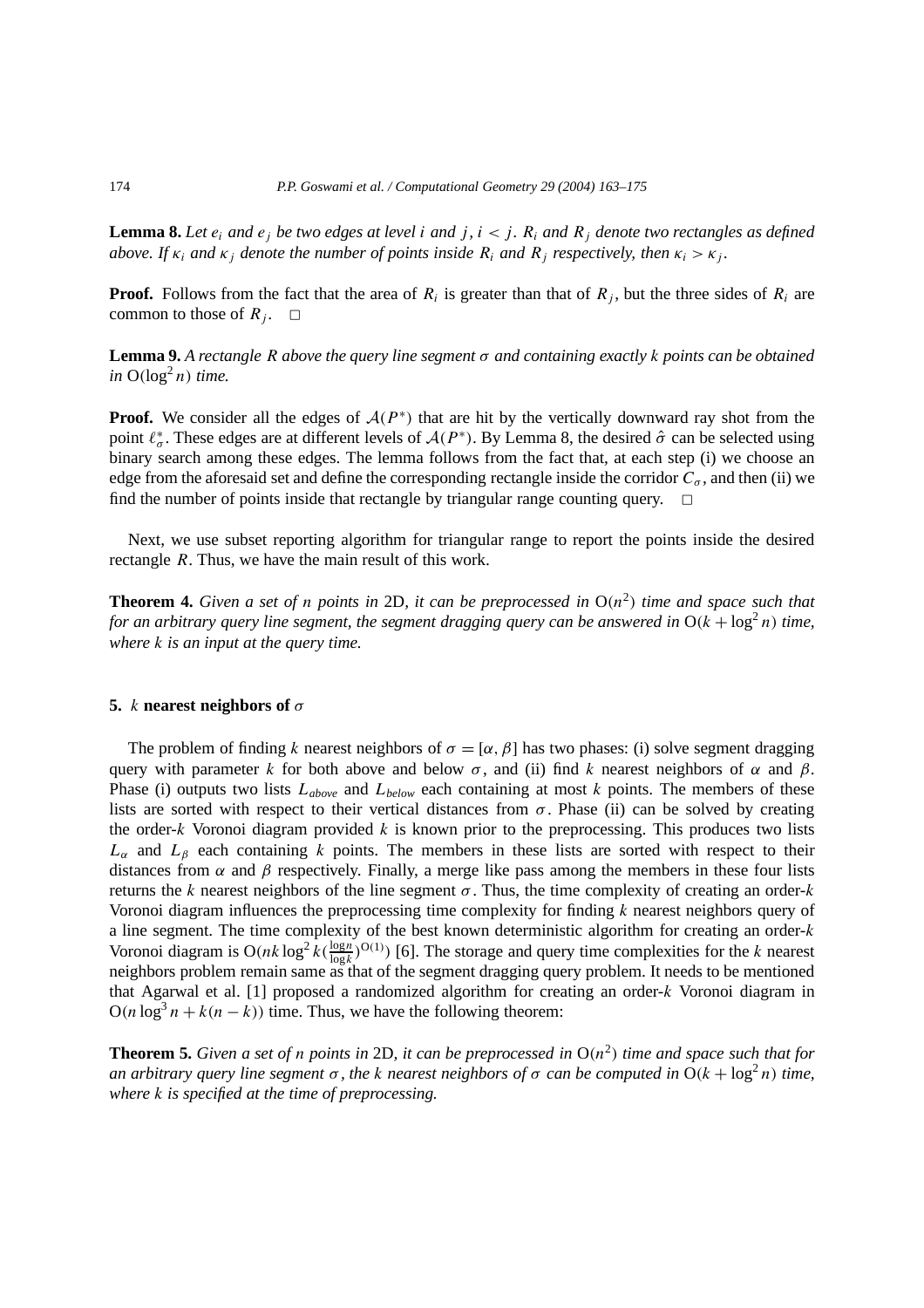**Lemma 8.** *Let $e_i$ and $e_j$ be two edges at level $i$ and $j$, $i < j$. $R_i$ and $R_j$ denote two rectangles as defined above. If $\kappa_i$ and $\kappa_j$ denote the number of points inside $R_i$ and $R_j$ respectively, then $\kappa_i > \kappa_j$.*

**Proof.** Follows from the fact that the area of $R_i$ is greater than that of $R_j$, but the three sides of $R_i$ are common to those of $R_j$. □

**Lemma 9.** *A rectangle $R$ above the query line segment $\sigma$ and containing exactly $k$ points can be obtained in $O(\log^2 n)$ time.*

**Proof.** We consider all the edges of $\mathcal{A}(P^*)$ that are hit by the vertically downward ray shot from the point $\ell^*_\sigma$. These edges are at different levels of $\mathcal{A}(P^*)$. By Lemma 8, the desired $\hat{\sigma}$ can be selected using binary search among these edges. The lemma follows from the fact that, at each step (i) we choose an edge from the aforesaid set and define the corresponding rectangle inside the corridor $C_\sigma$, and then (ii) we find the number of points inside that rectangle by triangular range counting query. □

Next, we use subset reporting algorithm for triangular range to report the points inside the desired rectangle $R$. Thus, we have the main result of this work.

**Theorem 4.** *Given a set of $n$ points in 2D, it can be preprocessed in $O(n^2)$ time and space such that for an arbitrary query line segment, the segment dragging query can be answered in $O(k + \log^2 n)$ time, where $k$ is an input at the query time.*

## 5. $k$ nearest neighbors of $\sigma$

The problem of finding $k$ nearest neighbors of $\sigma = [\alpha, \beta]$ has two phases: (i) solve segment dragging query with parameter $k$ for both above and below $\sigma$, and (ii) find $k$ nearest neighbors of $\alpha$ and $\beta$. Phase (i) outputs two lists $L_{above}$ and $L_{below}$ each containing at most $k$ points. The members of these lists are sorted with respect to their vertical distances from $\sigma$. Phase (ii) can be solved by creating the order-$k$ Voronoi diagram provided $k$ is known prior to the preprocessing. This produces two lists $L_\alpha$ and $L_\beta$ each containing $k$ points. The members in these lists are sorted with respect to their distances from $\alpha$ and $\beta$ respectively. Finally, a merge like pass among the members in these four lists returns the $k$ nearest neighbors of the line segment $\sigma$. Thus, the time complexity of creating an order-$k$ Voronoi diagram influences the preprocessing time complexity for finding $k$ nearest neighbors query of a line segment. The time complexity of the best known deterministic algorithm for creating an order-$k$ Voronoi diagram is $O(nk \log^2 k (\frac{\log n}{\log k})^{O(1)})$ [6]. The storage and query time complexities for the $k$ nearest neighbors problem remain same as that of the segment dragging query problem. It needs to be mentioned that Agarwal et al. [1] proposed a randomized algorithm for creating an order-$k$ Voronoi diagram in $O(n \log^3 n + k(n - k))$ time. Thus, we have the following theorem:

**Theorem 5.** *Given a set of $n$ points in 2D, it can be preprocessed in $O(n^2)$ time and space such that for an arbitrary query line segment $\sigma$, the $k$ nearest neighbors of $\sigma$ can be computed in $O(k + \log^2 n)$ time, where $k$ is specified at the time of preprocessing.*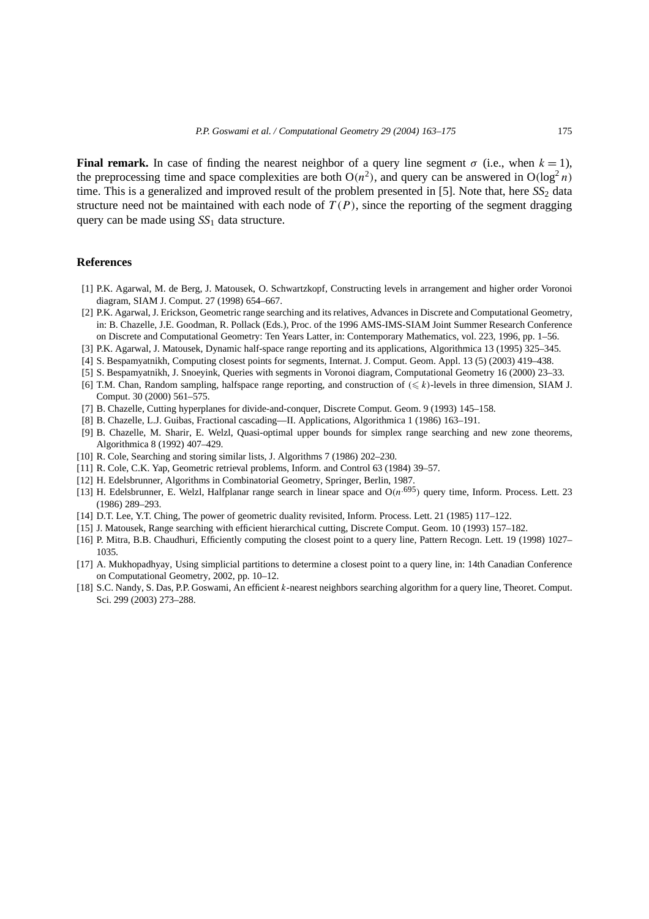**Final remark.** In case of finding the nearest neighbor of a query line segment $\sigma$ (i.e., when $k = 1$), the preprocessing time and space complexities are both $O(n^2)$, and query can be answered in $O(\log^2 n)$ time. This is a generalized and improved result of the problem presented in [5]. Note that, here $SS_2$ data structure need not be maintained with each node of $T(P)$, since the reporting of the segment dragging query can be made using $SS_1$ data structure.

## References

[1] P.K. Agarwal, M. de Berg, J. Matousek, O. Schwartzkopf, Constructing levels in arrangement and higher order Voronoi diagram, SIAM J. Comput. 27 (1998) 654–667.

[2] P.K. Agarwal, J. Erickson, Geometric range searching and its relatives, Advances in Discrete and Computational Geometry, in: B. Chazelle, J.E. Goodman, R. Pollack (Eds.), Proc. of the 1996 AMS-IMS-SIAM Joint Summer Research Conference on Discrete and Computational Geometry: Ten Years Latter, in: Contemporary Mathematics, vol. 223, 1996, pp. 1–56.

[3] P.K. Agarwal, J. Matousek, Dynamic half-space range reporting and its applications, Algorithmica 13 (1995) 325–345.

[4] S. Bespamyatnikh, Computing closest points for segments, Internat. J. Comput. Geom. Appl. 13 (5) (2003) 419–438.

[5] S. Bespamyatnikh, J. Snoeyink, Queries with segments in Voronoi diagram, Computational Geometry 16 (2000) 23–33.

[6] T.M. Chan, Random sampling, halfspace range reporting, and construction of $(\leqslant k)$-levels in three dimension, SIAM J. Comput. 30 (2000) 561–575.

[7] B. Chazelle, Cutting hyperplanes for divide-and-conquer, Discrete Comput. Geom. 9 (1993) 145–158.

[8] B. Chazelle, L.J. Guibas, Fractional cascading—II. Applications, Algorithmica 1 (1986) 163–191.

[9] B. Chazelle, M. Sharir, E. Welzl, Quasi-optimal upper bounds for simplex range searching and new zone theorems, Algorithmica 8 (1992) 407–429.

[10] R. Cole, Searching and storing similar lists, J. Algorithms 7 (1986) 202–230.

[11] R. Cole, C.K. Yap, Geometric retrieval problems, Inform. and Control 63 (1984) 39–57.

[12] H. Edelsbrunner, Algorithms in Combinatorial Geometry, Springer, Berlin, 1987.

[13] H. Edelsbrunner, E. Welzl, Halfplanar range search in linear space and $O(n^{.695})$ query time, Inform. Process. Lett. 23 (1986) 289–293.

[14] D.T. Lee, Y.T. Ching, The power of geometric duality revisited, Inform. Process. Lett. 21 (1985) 117–122.

[15] J. Matousek, Range searching with efficient hierarchical cutting, Discrete Comput. Geom. 10 (1993) 157–182.

[16] P. Mitra, B.B. Chaudhuri, Efficiently computing the closest point to a query line, Pattern Recogn. Lett. 19 (1998) 1027–1035.

[17] A. Mukhopadhyay, Using simplicial partitions to determine a closest point to a query line, in: 14th Canadian Conference on Computational Geometry, 2002, pp. 10–12.

[18] S.C. Nandy, S. Das, P.P. Goswami, An efficient $k$-nearest neighbors searching algorithm for a query line, Theoret. Comput. Sci. 299 (2003) 273–288.